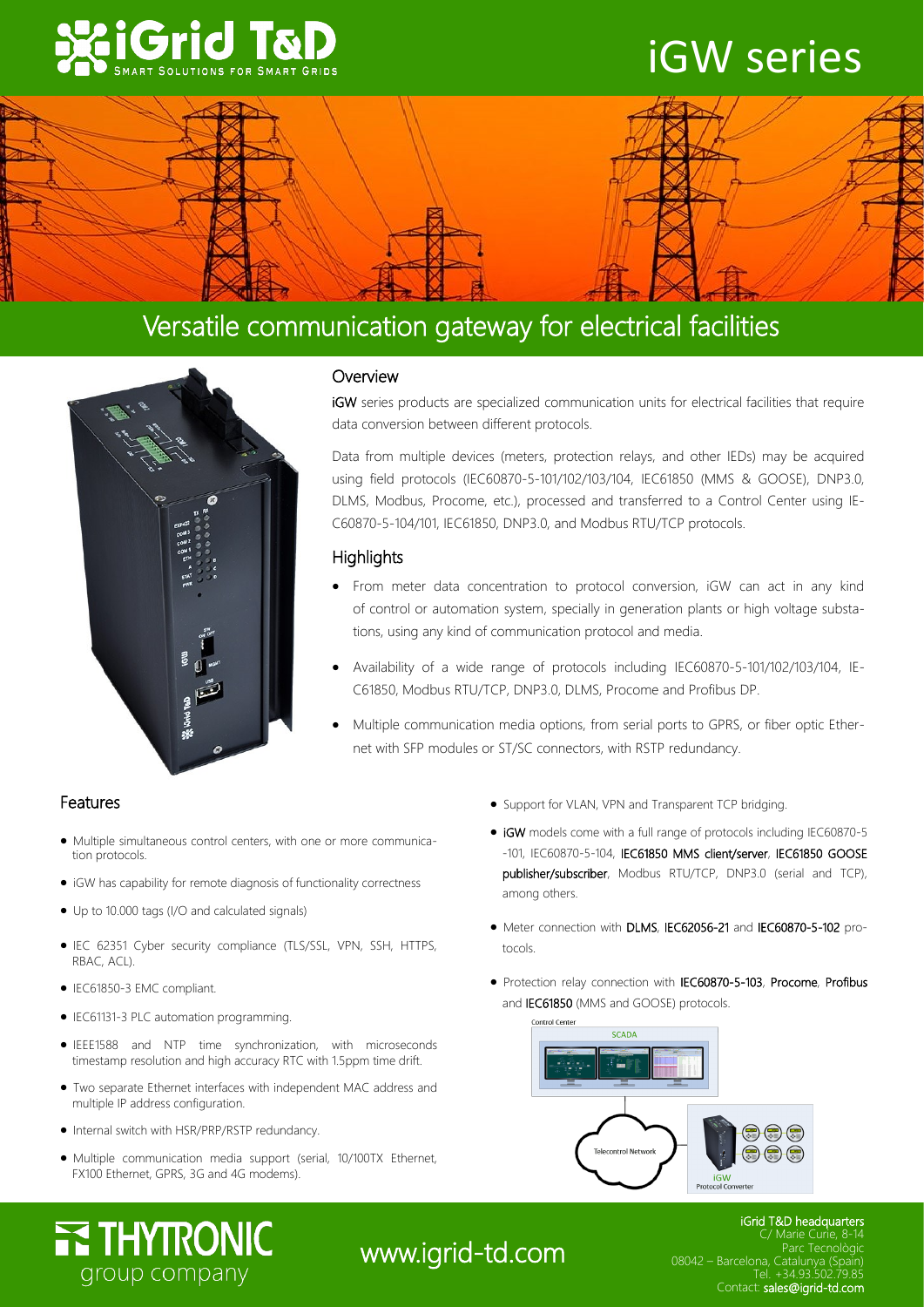# iGrid T&D

SMART SOLUTIONS FOR SMART GRIDS

# iGW series

## Versatile communication gateway for electrical facilities

### Overview

**iGW** series products are specialized communication units for electrical facilities that require data conversion between different protocols.

Data from multiple devices (meters, protection relays, and other IEDs) may be acquired using field protocols (IEC60870-5-101/102/103/104, IEC61850 (MMS & GOOSE), DNP3.0, DLMS, Modbus, Procome, etc.), processed and transferred to a Control Center using IEC60870-5-104/101, IEC61850, DNP3.0, and Modbus RTU/TCP protocols.

### Highlights

- From meter data concentration to protocol conversion, iGW can act in any kind of control or automation system, specially in generation plants or high voltage substations, using any kind of communication protocol and media.
- Availability of a wide range of protocols including IEC60870-5-101/102/103/104, IEC61850, Modbus RTU/TCP, DNP3.0, DLMS, Procome and Profibus DP.
- Multiple communication media options, from serial ports to GPRS, or fiber optic Ethernet with SFP modules or ST/SC connectors, with RSTP redundancy.

### Features

- Multiple simultaneous control centers, with one or more communication protocols.
- iGW has capability for remote diagnosis of functionality correctness
- Up to 10.000 tags (I/O and calculated signals)
- IEC 62351 Cyber security compliance (TLS/SSL, VPN, SSH, HTTPS, RBAC, ACL).
- IEC61850-3 EMC compliant.
- IEC61131-3 PLC automation programming.
- IEEE1588 and NTP time synchronization, with microseconds timestamp resolution and high accuracy RTC with 1.5ppm time drift.
- Two separate Ethernet interfaces with independent MAC address and multiple IP address configuration.
- Internal switch with HSR/PRP/RSTP redundancy.
- Multiple communication media support (serial, 10/100TX Ethernet, FX100 Ethernet, GPRS, 3G and 4G modems).
- Support for VLAN, VPN and Transparent TCP bridging.
- **iGW** models come with a full range of protocols including IEC60870-5-101, IEC60870-5-104, **IEC61850 MMS client/server**, **IEC61850 GOOSE publisher/subscriber**, Modbus RTU/TCP, DNP3.0 (serial and TCP), among others.
- Meter connection with **DLMS**, **IEC62056-21** and **IEC60870-5-102** protocols.
- Protection relay connection with **IEC60870-5-103**, **Procome**, **Profibus** and **IEC61850** (MMS and GOOSE) protocols.

Control Center

SCADA

Telecontrol Network

iGW Protocol Converter

THYTRONIC group company

www.igrid-td.com

iGrid T&D headquarters
C/ Marie Curie, 8-14
Parc Tecnològic
08042 – Barcelona, Catalunya (Spain)
Tel. +34.93.502.79.85
Contact: sales@igrid-td.com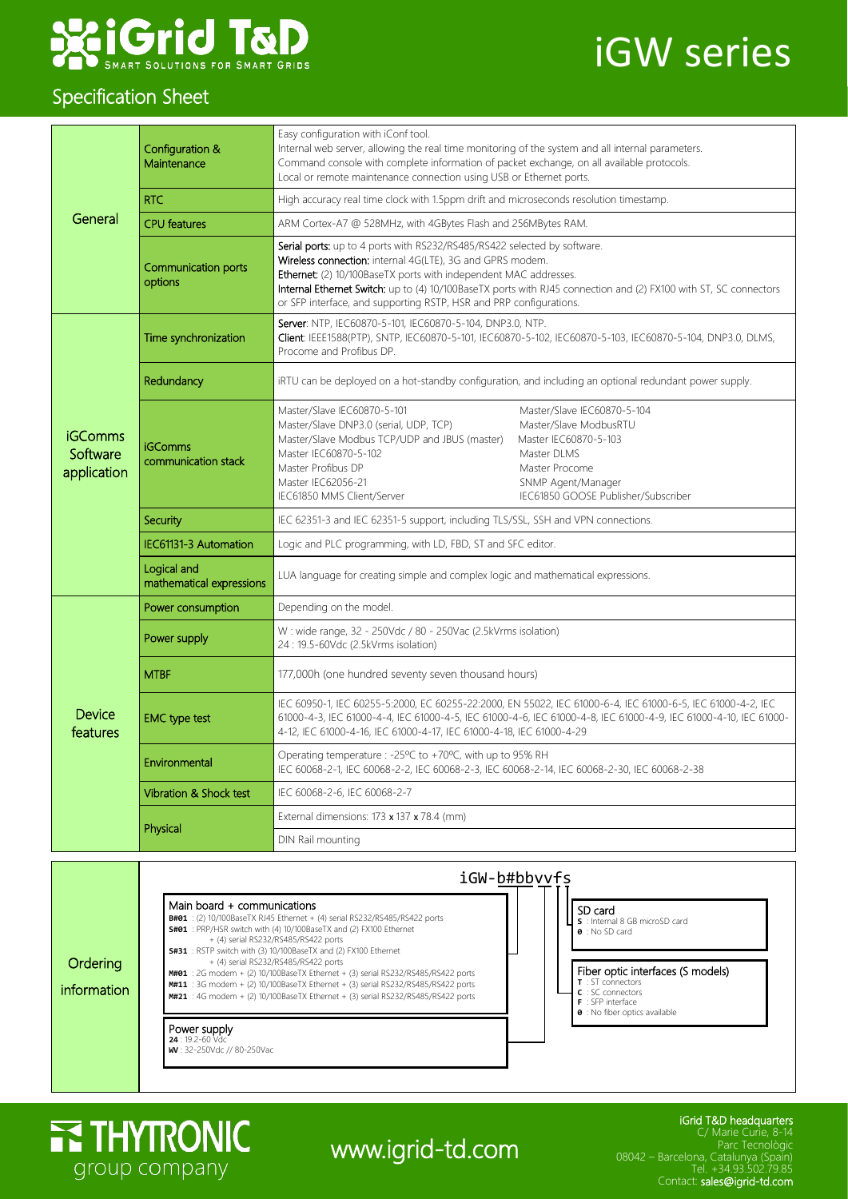# iGW series

## Specification Sheet

| | | |
|---|---|---|
| General | Configuration & Maintenance | Easy configuration with iConf tool.<br>Internal web server, allowing the real time monitoring of the system and all internal parameters.<br>Command console with complete information of packet exchange, on all available protocols.<br>Local or remote maintenance connection using USB or Ethernet ports. |
| | RTC | High accuracy real time clock with 1.5ppm drift and microseconds resolution timestamp. |
| | CPU features | ARM Cortex-A7 @ 528MHz, with 4GBytes Flash and 256MBytes RAM. |
| | Communication ports options | **Serial ports:** up to 4 ports with RS232/RS485/RS422 selected by software.<br>**Wireless connection:** internal 4G(LTE), 3G and GPRS modem.<br>**Ethernet:** (2) 10/100BaseTX ports with independent MAC addresses.<br>**Internal Ethernet Switch:** up to (4) 10/100BaseTX ports with RJ45 connection and (2) FX100 with ST, SC connectors or SFP interface, and supporting RSTP, HSR and PRP configurations. |
| iGComms Software application | Time synchronization | **Server**: NTP, IEC60870-5-101, IEC60870-5-104, DNP3.0, NTP.<br>**Client**: IEEE1588(PTP), SNTP, IEC60870-5-101, IEC60870-5-102, IEC60870-5-103, IEC60870-5-104, DNP3.0, DLMS, Procome and Profibus DP. |
| | Redundancy | iRTU can be deployed on a hot-standby configuration, and including an optional redundant power supply. |
| | iGComms communication stack | Master/Slave IEC60870-5-101<br>Master/Slave DNP3.0 (serial, UDP, TCP)<br>Master/Slave Modbus TCP/UDP and JBUS (master)<br>Master IEC60870-5-102<br>Master Profibus DP<br>Master IEC62056-21<br>IEC61850 MMS Client/Server<br>Master/Slave IEC60870-5-104<br>Master/Slave ModbusRTU<br>Master IEC60870-5-103<br>Master DLMS<br>Master Procome<br>SNMP Agent/Manager<br>IEC61850 GOOSE Publisher/Subscriber |
| | Security | IEC 62351-3 and IEC 62351-5 support, including TLS/SSL, SSH and VPN connections. |
| | IEC61131-3 Automation | Logic and PLC programming, with LD, FBD, ST and SFC editor. |
| | Logical and mathematical expressions | LUA language for creating simple and complex logic and mathematical expressions. |
| Device features | Power consumption | Depending on the model. |
| | Power supply | W : wide range, 32 - 250Vdc / 80 - 250Vac (2.5kVrms isolation)<br>24 : 19.5-60Vdc (2.5kVrms isolation) |
| | MTBF | 177,000h (one hundred seventy seven thousand hours) |
| | EMC type test | IEC 60950-1, IEC 60255-5:2000, EC 60255-22:2000, EN 55022, IEC 61000-6-4, IEC 61000-6-5, IEC 61000-4-2, IEC 61000-4-3, IEC 61000-4-4, IEC 61000-4-5, IEC 61000-4-6, IEC 61000-4-8, IEC 61000-4-9, IEC 61000-4-10, IEC 61000-4-12, IEC 61000-4-16, IEC 61000-4-17, IEC 61000-4-18, IEC 61000-4-29 |
| | Environmental | Operating temperature : -25ºC to +70ºC, with up to 95% RH<br>IEC 60068-2-1, IEC 60068-2-2, IEC 60068-2-3, IEC 60068-2-14, IEC 60068-2-30, IEC 60068-2-38 |
| | Vibration & Shock test | IEC 60068-2-6, IEC 60068-2-7 |
| | Physical | External dimensions: 173 x 137 x 78.4 (mm) |
| | | DIN Rail mounting |

## Ordering information

**iGW-b#bbvvfs**

**Main board + communications**
- **B#01** : (2) 10/100BaseTX RJ45 Ethernet + (4) serial RS232/RS485/RS422 ports
- **S#01** : PRP/HSR switch with (4) 10/100BaseTX and (2) FX100 Ethernet + (4) serial RS232/RS485/RS422 ports
- **S#31** : RSTP switch with (3) 10/100BaseTX and (2) FX100 Ethernet + (4) serial RS232/RS485/RS422 ports
- **M#01** : 2G modem + (2) 10/100BaseTX Ethernet + (3) serial RS232/RS485/RS422 ports
- **M#11** : 3G modem + (2) 10/100BaseTX Ethernet + (3) serial RS232/RS485/RS422 ports
- **M#21** : 4G modem + (2) 10/100BaseTX Ethernet + (3) serial RS232/RS485/RS422 ports

**Power supply**
- **24** : 19.2-60 Vdc
- **WV** : 32-250Vdc // 80-250Vac

**SD card**
- **S** : Internal 8 GB microSD card
- **0** : No SD card

**Fiber optic interfaces (S models)**
- **T** : ST connectors
- **C** : SC connectors
- **F** : SFP interface
- **0** : No fiber optics available

THYTRONIC group company

www.igrid-td.com

**iGrid T&D headquarters**
C/ Marie Curie, 8-14
Parc Tecnològic
08042 – Barcelona, Catalunya (Spain)
Tel. +34.93.502.79.85
Contact: **sales@igrid-td.com**